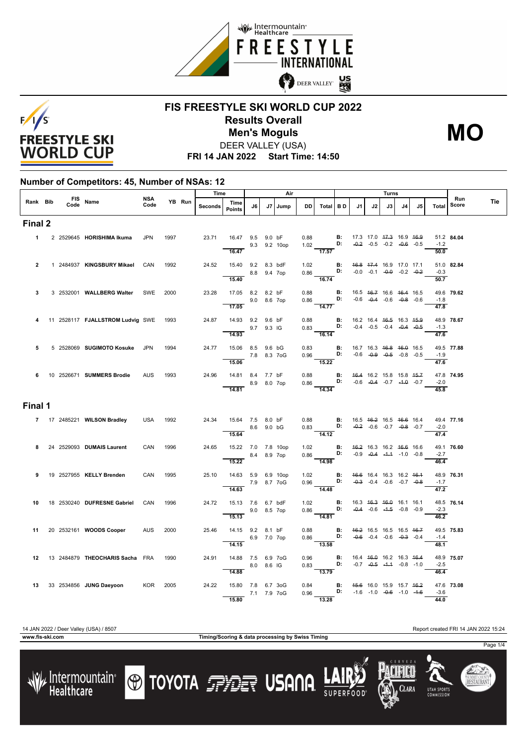# FIS FREESTYLE SKI WORLD CUP 2022

## Results Overall

## Men's Moguls

**MO**

DEER VALLEY (USA)

**FRI 14 JAN 2022 Start Time: 14:50**

### Number of Competitors: 45, Number of NSAs: 12

| Rank | Bib | FIS Code | Name | NSA Code | YB | Run | Time Seconds | Time Points | Air J6 | Air J7 | Jump | DD | Air Total | BD | J1 | J2 | J3 | J4 | J5 | Turns Total | Run Score | Tie |
|---|---|---|---|---|---|---|---|---|---|---|---|---|---|---|---|---|---|---|---|---|---|---|
| **Final 2** | | | | | | | | | | | | | | | | | | | | | | |
| 1 | 2 | 2529645 | **HORISHIMA Ikuma** | JPN | 1997 | | 23.71 | 16.47 | 9.5 | 9.0 | bF | 0.88 | | B: | 17.3 | 17.0 | ~~17.3~~ | 16.9 | ~~16.9~~ | 51.2 | **84.04** | |
| | | | | | | | | | 9.3 | 9.2 | 10op | 1.02 | | D: | ~~-0.2~~ | -0.5 | -0.2 | ~~-0.6~~ | -0.5 | -1.2 | | |
| | | | | | | | | 16.47 | | | | | 17.57 | | | | | | | 50.0 | | |
| 2 | 1 | 2484937 | **KINGSBURY Mikael** | CAN | 1992 | | 24.52 | 15.40 | 9.2 | 8.3 | bdF | 1.02 | | B: | ~~16.8~~ | ~~17.4~~ | 16.9 | 17.0 | 17.1 | 51.0 | **82.84** | |
| | | | | | | | | | 8.8 | 9.4 | 7op | 0.86 | | D: | -0.0 | -0.1 | ~~-0.0~~ | -0.2 | ~~-0.2~~ | -0.3 | | |
| | | | | | | | | 15.40 | | | | | 16.74 | | | | | | | 50.7 | | |
| 3 | 3 | 2532001 | **WALLBERG Walter** | SWE | 2000 | | 23.28 | 17.05 | 8.2 | 8.2 | bF | 0.88 | | B: | 16.5 | ~~16.7~~ | 16.6 | ~~16.4~~ | 16.5 | 49.6 | **79.62** | |
| | | | | | | | | | 9.0 | 8.6 | 7op | 0.86 | | D: | -0.6 | ~~-0.4~~ | -0.6 | ~~-0.8~~ | -0.6 | -1.8 | | |
| | | | | | | | | 17.05 | | | | | 14.77 | | | | | | | 47.8 | | |
| 4 | 11 | 2528117 | **FJALLSTROM Ludvig** | SWE | 1993 | | 24.87 | 14.93 | 9.2 | 9.6 | bF | 0.88 | | B: | 16.2 | 16.4 | ~~16.5~~ | 16.3 | ~~15.9~~ | 48.9 | **78.67** | |
| | | | | | | | | | 9.7 | 9.3 | IG | 0.83 | | D: | -0.4 | -0.5 | -0.4 | ~~-0.4~~ | ~~-0.5~~ | -1.3 | | |
| | | | | | | | | 14.93 | | | | | 16.14 | | | | | | | 47.6 | | |
| 5 | 5 | 2528069 | **SUGIMOTO Kosuke** | JPN | 1994 | | 24.77 | 15.06 | 8.5 | 9.6 | bG | 0.83 | | B: | 16.7 | 16.3 | ~~16.8~~ | ~~16.0~~ | 16.5 | 49.5 | **77.88** | |
| | | | | | | | | | 7.8 | 8.3 | 7oG | 0.96 | | D: | -0.6 | ~~-0.9~~ | ~~-0.5~~ | -0.8 | -0.5 | -1.9 | | |
| | | | | | | | | 15.06 | | | | | 15.22 | | | | | | | 47.6 | | |
| 6 | 10 | 2526671 | **SUMMERS Brodie** | AUS | 1993 | | 24.96 | 14.81 | 8.4 | 7.7 | bF | 0.88 | | B: | ~~16.4~~ | 16.2 | 15.8 | 15.8 | ~~15.7~~ | 47.8 | **74.95** | |
| | | | | | | | | | 8.9 | 8.0 | 7op | 0.86 | | D: | -0.6 | ~~-0.4~~ | -0.7 | ~~-1.0~~ | -0.7 | -2.0 | | |
| | | | | | | | | 14.81 | | | | | 14.34 | | | | | | | 45.8 | | |
| **Final 1** | | | | | | | | | | | | | | | | | | | | | | |
| 7 | 17 | 2485221 | **WILSON Bradley** | USA | 1992 | | 24.34 | 15.64 | 7.5 | 8.0 | bF | 0.88 | | B: | 16.5 | ~~16.2~~ | 16.5 | ~~16.6~~ | 16.4 | 49.4 | **77.16** | |
| | | | | | | | | | 8.6 | 9.0 | bG | 0.83 | | D: | ~~-0.2~~ | -0.6 | -0.7 | ~~-0.8~~ | -0.7 | -2.0 | | |
| | | | | | | | | 15.64 | | | | | 14.12 | | | | | | | 47.4 | | |
| 8 | 24 | 2529093 | **DUMAIS Laurent** | CAN | 1996 | | 24.65 | 15.22 | 7.0 | 7.8 | 10op | 1.02 | | B: | ~~16.2~~ | 16.3 | 16.2 | ~~16.6~~ | 16.6 | 49.1 | **76.60** | |
| | | | | | | | | | 8.4 | 8.9 | 7op | 0.86 | | D: | -0.9 | ~~-0.4~~ | ~~-1.1~~ | -1.0 | -0.8 | -2.7 | | |
| | | | | | | | | 15.22 | | | | | 14.98 | | | | | | | 46.4 | | |
| 9 | 19 | 2527955 | **KELLY Brenden** | CAN | 1995 | | 25.10 | 14.63 | 5.9 | 6.9 | 10op | 1.02 | | B: | ~~16.6~~ | 16.4 | 16.3 | 16.2 | ~~16.1~~ | 48.9 | **76.31** | |
| | | | | | | | | | 7.9 | 8.7 | 7oG | 0.96 | | D: | ~~-0.3~~ | -0.4 | -0.6 | -0.7 | ~~-0.8~~ | -1.7 | | |
| | | | | | | | | 14.63 | | | | | 14.48 | | | | | | | 47.2 | | |
| 10 | 18 | 2530240 | **DUFRESNE Gabriel** | CAN | 1996 | | 24.72 | 15.13 | 7.6 | 6.7 | bdF | 1.02 | | B: | 16.3 | ~~16.3~~ | ~~16.0~~ | 16.1 | 16.1 | 48.5 | **76.14** | |
| | | | | | | | | | 9.0 | 8.5 | 7op | 0.86 | | D: | ~~-0.4~~ | -0.6 | ~~-1.5~~ | -0.8 | -0.9 | -2.3 | | |
| | | | | | | | | 15.13 | | | | | 14.81 | | | | | | | 46.2 | | |
| 11 | 20 | 2532161 | **WOODS Cooper** | AUS | 2000 | | 25.46 | 14.15 | 9.2 | 8.1 | bF | 0.88 | | B: | ~~16.2~~ | 16.5 | 16.5 | 16.5 | ~~16.7~~ | 49.5 | **75.83** | |
| | | | | | | | | | 6.9 | 7.0 | 7op | 0.86 | | D: | ~~-0.6~~ | -0.4 | -0.6 | ~~-0.3~~ | -0.4 | -1.4 | | |
| | | | | | | | | 14.15 | | | | | 13.58 | | | | | | | 48.1 | | |
| 12 | 13 | 2484879 | **THEOCHARIS Sacha** | FRA | 1990 | | 24.91 | 14.88 | 7.5 | 6.9 | 7oG | 0.96 | | B: | 16.4 | ~~16.0~~ | 16.2 | 16.3 | ~~16.4~~ | 48.9 | **75.07** | |
| | | | | | | | | | 8.0 | 8.6 | IG | 0.83 | | D: | -0.7 | ~~-0.5~~ | ~~-1.1~~ | -0.8 | -1.0 | -2.5 | | |
| | | | | | | | | 14.88 | | | | | 13.79 | | | | | | | 46.4 | | |
| 13 | 33 | 2534856 | **JUNG Daeyoon** | KOR | 2005 | | 24.22 | 15.80 | 7.8 | 6.7 | 3oG | 0.84 | | B: | ~~15.6~~ | 16.0 | 15.9 | 15.7 | ~~16.2~~ | 47.6 | **73.08** | |
| | | | | | | | | | 7.1 | 7.9 | 7oG | 0.96 | | D: | -1.6 | -1.0 | ~~-0.6~~ | -1.0 | ~~-1.6~~ | -3.6 | | |
| | | | | | | | | 15.80 | | | | | 13.28 | | | | | | | 44.0 | | |

14 JAN 2022 / Deer Valley (USA) / 8507

Report created FRI 14 JAN 2022 15:24

www.fis-ski.com

Timing/Scoring & data processing by Swiss Timing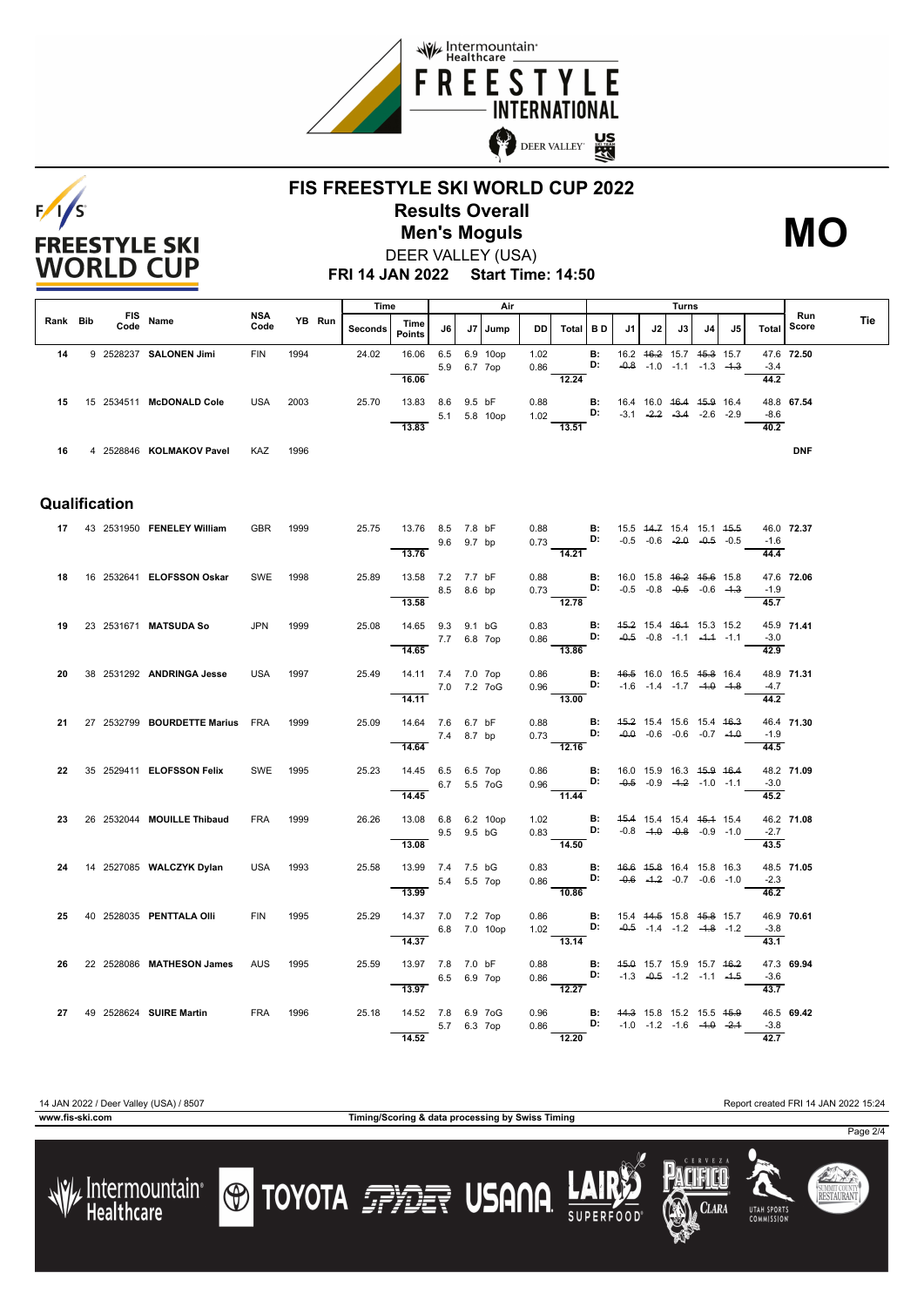# FIS FREESTYLE SKI WORLD CUP 2022

## Results Overall

## Men's Moguls

**MO**

DEER VALLEY (USA)

**FRI 14 JAN 2022 Start Time: 14:50**

| Rank | Bib | FIS Code | Name | NSA Code | YB | Run | Seconds | Time Points | J6 | J7 | Jump | DD | Total | B D | J1 | J2 | J3 | J4 | J5 | Total | Run Score | Tie |
|---|---|---|---|---|---|---|---|---|---|---|---|---|---|---|---|---|---|---|---|---|---|---|
| 14 | 9 | 2528237 | SALONEN Jimi | FIN | 1994 | | 24.02 | 16.06 | 6.5 | 6.9 | 10op | 1.02 | | B: | 16.2 | ~~16.2~~ | 15.7 | ~~15.3~~ | 15.7 | 47.6 | 72.50 | |
| | | | | | | | | | 5.9 | 6.7 | 7op | 0.86 | | D: | ~~-0.8~~ | -1.0 | -1.1 | -1.3 | ~~-1.3~~ | -3.4 | | |
| | | | | | | | | 16.06 | | | | | 12.24 | | | | | | | 44.2 | | |
| 15 | 15 | 2534511 | McDONALD Cole | USA | 2003 | | 25.70 | 13.83 | 8.6 | 9.5 | bF | 0.88 | | B: | 16.4 | 16.0 | ~~16.4~~ | ~~15.9~~ | 16.4 | 48.8 | 67.54 | |
| | | | | | | | | | 5.1 | 5.8 | 10op | 1.02 | | D: | -3.1 | ~~-2.2~~ | ~~-3.4~~ | -2.6 | -2.9 | -8.6 | | |
| | | | | | | | | 13.83 | | | | | 13.51 | | | | | | | 40.2 | | |
| 16 | 4 | 2528846 | KOLMAKOV Pavel | KAZ | 1996 | | | | | | | | | | | | | | | | DNF | |

## Qualification

| Rank | Bib | FIS Code | Name | NSA Code | YB | Run | Seconds | Time Points | J6 | J7 | Jump | DD | Total | B D | J1 | J2 | J3 | J4 | J5 | Total | Run Score | Tie |
|---|---|---|---|---|---|---|---|---|---|---|---|---|---|---|---|---|---|---|---|---|---|---|
| 17 | 43 | 2531950 | FENELEY William | GBR | 1999 | | 25.75 | 13.76 | 8.5 | 7.8 | bF | 0.88 | | B: | 15.5 | ~~14.7~~ | 15.4 | 15.1 | ~~15.5~~ | 46.0 | 72.37 | |
| | | | | | | | | | 9.6 | 9.7 | bp | 0.73 | | D: | -0.5 | -0.6 | ~~-2.0~~ | ~~-0.5~~ | -0.5 | -1.6 | | |
| | | | | | | | | 13.76 | | | | | 14.21 | | | | | | | 44.4 | | |
| 18 | 16 | 2532641 | ELOFSSON Oskar | SWE | 1998 | | 25.89 | 13.58 | 7.2 | 7.7 | bF | 0.88 | | B: | 16.0 | 15.8 | ~~16.2~~ | ~~15.6~~ | 15.8 | 47.6 | 72.06 | |
| | | | | | | | | | 8.5 | 8.6 | bp | 0.73 | | D: | -0.5 | -0.8 | ~~-0.5~~ | -0.6 | ~~-1.3~~ | -1.9 | | |
| | | | | | | | | 13.58 | | | | | 12.78 | | | | | | | 45.7 | | |
| 19 | 23 | 2531671 | MATSUDA So | JPN | 1999 | | 25.08 | 14.65 | 9.3 | 9.1 | bG | 0.83 | | B: | ~~15.2~~ | 15.4 | ~~16.1~~ | 15.3 | 15.2 | 45.9 | 71.41 | |
| | | | | | | | | | 7.7 | 6.8 | 7op | 0.86 | | D: | ~~-0.5~~ | -0.8 | -1.1 | ~~-1.1~~ | -1.1 | -3.0 | | |
| | | | | | | | | 14.65 | | | | | 13.86 | | | | | | | 42.9 | | |
| 20 | 38 | 2531292 | ANDRINGA Jesse | USA | 1997 | | 25.49 | 14.11 | 7.4 | 7.0 | 7op | 0.86 | | B: | ~~16.5~~ | 16.0 | 16.5 | ~~15.8~~ | 16.4 | 48.9 | 71.31 | |
| | | | | | | | | | 7.0 | 7.2 | 7oG | 0.96 | | D: | -1.6 | -1.4 | -1.7 | ~~-1.0~~ | ~~-1.8~~ | -4.7 | | |
| | | | | | | | | 14.11 | | | | | 13.00 | | | | | | | 44.2 | | |
| 21 | 27 | 2532799 | BOURDETTE Marius | FRA | 1999 | | 25.09 | 14.64 | 7.6 | 6.7 | bF | 0.88 | | B: | ~~15.2~~ | 15.4 | 15.6 | 15.4 | ~~16.3~~ | 46.4 | 71.30 | |
| | | | | | | | | | 7.4 | 8.7 | bp | 0.73 | | D: | ~~-0.0~~ | -0.6 | -0.6 | -0.7 | ~~-1.0~~ | -1.9 | | |
| | | | | | | | | 14.64 | | | | | 12.16 | | | | | | | 44.5 | | |
| 22 | 35 | 2529411 | ELOFSSON Felix | SWE | 1995 | | 25.23 | 14.45 | 6.5 | 6.5 | 7op | 0.86 | | B: | 16.0 | 15.9 | 16.3 | ~~15.9~~ | ~~16.4~~ | 48.2 | 71.09 | |
| | | | | | | | | | 6.7 | 5.5 | 7oG | 0.96 | | D: | ~~-0.5~~ | -0.9 | ~~-1.2~~ | -1.0 | -1.1 | -3.0 | | |
| | | | | | | | | 14.45 | | | | | 11.44 | | | | | | | 45.2 | | |
| 23 | 26 | 2532044 | MOUILLE Thibaud | FRA | 1999 | | 26.26 | 13.08 | 6.8 | 6.2 | 10op | 1.02 | | B: | ~~15.4~~ | 15.4 | 15.4 | ~~15.1~~ | 15.4 | 46.2 | 71.08 | |
| | | | | | | | | | 9.5 | 9.5 | bG | 0.83 | | D: | -0.8 | ~~-1.0~~ | ~~-0.8~~ | -0.9 | -1.0 | -2.7 | | |
| | | | | | | | | 13.08 | | | | | 14.50 | | | | | | | 43.5 | | |
| 24 | 14 | 2527085 | WALCZYK Dylan | USA | 1993 | | 25.58 | 13.99 | 7.4 | 7.5 | bG | 0.83 | | B: | ~~16.6~~ | ~~15.8~~ | 16.4 | 15.8 | 16.3 | 48.5 | 71.05 | |
| | | | | | | | | | 5.4 | 5.5 | 7op | 0.86 | | D: | ~~-0.6~~ | ~~-1.2~~ | -0.7 | -0.6 | -1.0 | -2.3 | | |
| | | | | | | | | 13.99 | | | | | 10.86 | | | | | | | 46.2 | | |
| 25 | 40 | 2528035 | PENTTALA Olli | FIN | 1995 | | 25.29 | 14.37 | 7.0 | 7.2 | 7op | 0.86 | | B: | 15.4 | ~~14.5~~ | 15.8 | ~~15.8~~ | 15.7 | 46.9 | 70.61 | |
| | | | | | | | | | 6.8 | 7.0 | 10op | 1.02 | | D: | ~~-0.5~~ | -1.4 | -1.2 | ~~-1.8~~ | -1.2 | -3.8 | | |
| | | | | | | | | 14.37 | | | | | 13.14 | | | | | | | 43.1 | | |
| 26 | 22 | 2528086 | MATHESON James | AUS | 1995 | | 25.59 | 13.97 | 7.8 | 7.0 | bF | 0.88 | | B: | ~~15.0~~ | 15.7 | 15.9 | 15.7 | ~~16.2~~ | 47.3 | 69.94 | |
| | | | | | | | | | 6.5 | 6.9 | 7op | 0.86 | | D: | -1.3 | ~~-0.5~~ | -1.2 | -1.1 | ~~-1.5~~ | -3.6 | | |
| | | | | | | | | 13.97 | | | | | 12.27 | | | | | | | 43.7 | | |
| 27 | 49 | 2528624 | SUIRE Martin | FRA | 1996 | | 25.18 | 14.52 | 7.8 | 6.9 | 7oG | 0.96 | | B: | ~~14.3~~ | 15.8 | 15.2 | 15.5 | ~~15.9~~ | 46.5 | 69.42 | |
| | | | | | | | | | 5.7 | 6.3 | 7op | 0.86 | | D: | -1.0 | -1.2 | -1.6 | ~~-1.0~~ | ~~-2.1~~ | -3.8 | | |
| | | | | | | | | 14.52 | | | | | 12.20 | | | | | | | 42.7 | | |

14 JAN 2022 / Deer Valley (USA) / 8507 — Report created FRI 14 JAN 2022 15:24

www.fis-ski.com — Timing/Scoring & data processing by Swiss Timing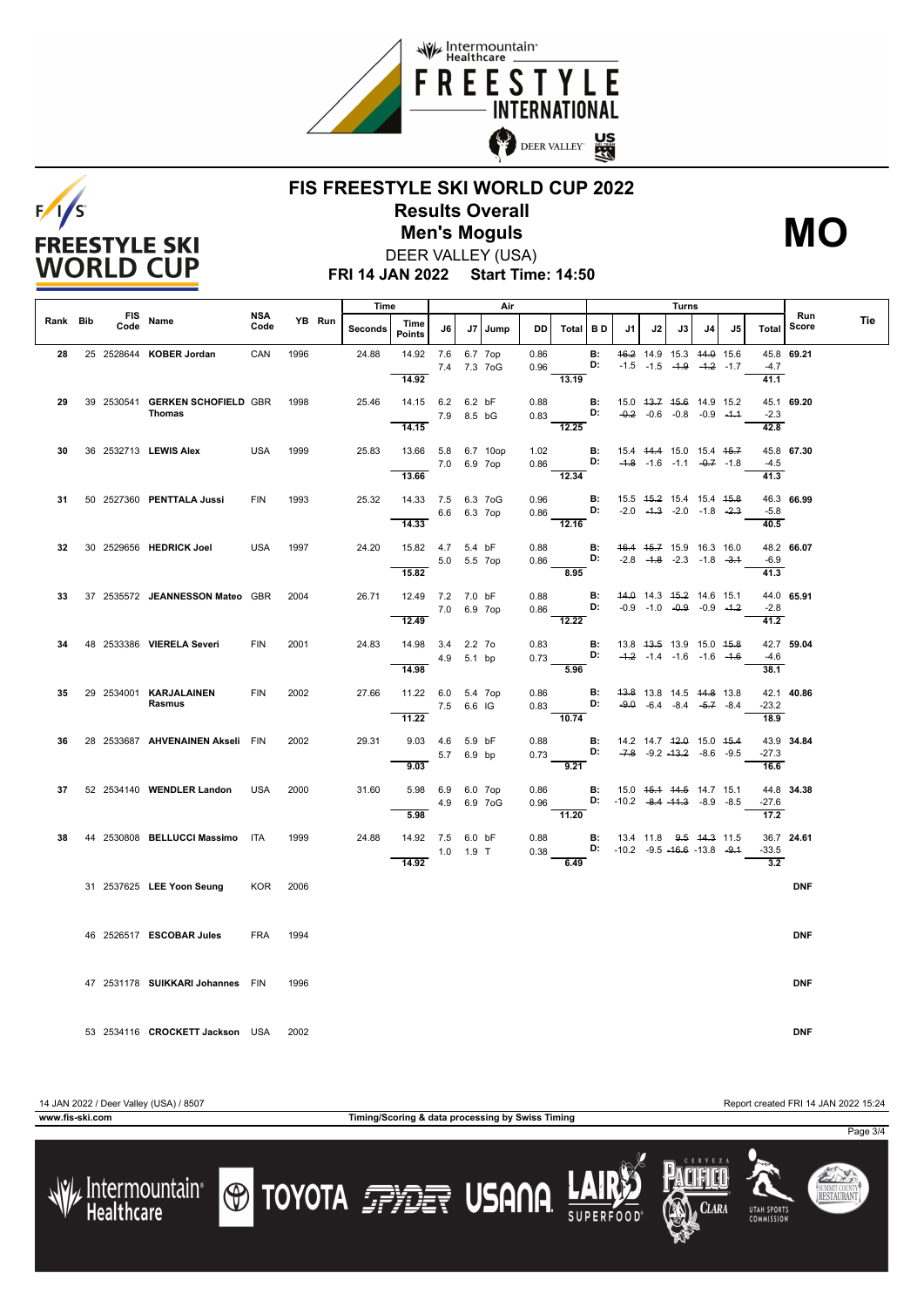# FIS FREESTYLE SKI WORLD CUP 2022

## Results Overall

## Men's Moguls

**MO**

DEER VALLEY (USA)

**FRI 14 JAN 2022 Start Time: 14:50**

| Rank | Bib | FIS Code | Name | NSA Code | YB | Run | Time Seconds | Time Points | Air J6 | Air J7 | Jump | DD | Air Total | B D | J1 | J2 | J3 | J4 | J5 | Turns Total | Run Score | Tie |
|---|---|---|---|---|---|---|---|---|---|---|---|---|---|---|---|---|---|---|---|---|---|---|
| 28 | 25 | 2528644 | **KOBER Jordan** | CAN | 1996 | | 24.88 | 14.92 | 7.6 | 6.7 | 7op | 0.86 | | B: | ~~16.2~~ | 14.9 | 15.3 | ~~14.0~~ | 15.6 | 45.8 | **69.21** | |
| | | | | | | | | | 7.4 | 7.3 | 7oG | 0.96 | | D: | -1.5 | -1.5 | ~~-1.9~~ | ~~-1.2~~ | -1.7 | -4.7 | | |
| | | | | | | | | 14.92 | | | | | 13.19 | | | | | | | 41.1 | | |
| 29 | 39 | 2530541 | **GERKEN SCHOFIELD Thomas** | GBR | 1998 | | 25.46 | 14.15 | 6.2 | 6.2 | bF | 0.88 | | B: | 15.0 | ~~13.7~~ | ~~15.6~~ | 14.9 | 15.2 | 45.1 | **69.20** | |
| | | | | | | | | | 7.9 | 8.5 | bG | 0.83 | | D: | ~~-0.2~~ | -0.6 | -0.8 | -0.9 | ~~-1.1~~ | -2.3 | | |
| | | | | | | | | 14.15 | | | | | 12.25 | | | | | | | 42.8 | | |
| 30 | 36 | 2532713 | **LEWIS Alex** | USA | 1999 | | 25.83 | 13.66 | 5.8 | 6.7 | 10op | 1.02 | | B: | 15.4 | ~~14.4~~ | 15.0 | 15.4 | ~~15.7~~ | 45.8 | **67.30** | |
| | | | | | | | | | 7.0 | 6.9 | 7op | 0.86 | | D: | ~~-1.8~~ | -1.6 | -1.1 | ~~-0.7~~ | -1.8 | -4.5 | | |
| | | | | | | | | 13.66 | | | | | 12.34 | | | | | | | 41.3 | | |
| 31 | 50 | 2527360 | **PENTTALA Jussi** | FIN | 1993 | | 25.32 | 14.33 | 7.5 | 6.3 | 7oG | 0.96 | | B: | 15.5 | ~~15.2~~ | 15.4 | 15.4 | ~~15.8~~ | 46.3 | **66.99** | |
| | | | | | | | | | 6.6 | 6.3 | 7op | 0.86 | | D: | -2.0 | ~~-1.3~~ | -2.0 | -1.8 | ~~-2.3~~ | -5.8 | | |
| | | | | | | | | 14.33 | | | | | 12.16 | | | | | | | 40.5 | | |
| 32 | 30 | 2529656 | **HEDRICK Joel** | USA | 1997 | | 24.20 | 15.82 | 4.7 | 5.4 | bF | 0.88 | | B: | ~~16.4~~ | ~~15.7~~ | 15.9 | 16.3 | 16.0 | 48.2 | **66.07** | |
| | | | | | | | | | 5.0 | 5.5 | 7op | 0.86 | | D: | -2.8 | ~~-1.8~~ | -2.3 | -1.8 | ~~-3.1~~ | -6.9 | | |
| | | | | | | | | 15.82 | | | | | 8.95 | | | | | | | 41.3 | | |
| 33 | 37 | 2535572 | **JEANNESSON Mateo** | GBR | 2004 | | 26.71 | 12.49 | 7.2 | 7.0 | bF | 0.88 | | B: | ~~14.0~~ | 14.3 | ~~15.2~~ | 14.6 | 15.1 | 44.0 | **65.91** | |
| | | | | | | | | | 7.0 | 6.9 | 7op | 0.86 | | D: | -0.9 | -1.0 | ~~-0.9~~ | -0.9 | ~~-1.2~~ | -2.8 | | |
| | | | | | | | | 12.49 | | | | | 12.22 | | | | | | | 41.2 | | |
| 34 | 48 | 2533386 | **VIERELA Severi** | FIN | 2001 | | 24.83 | 14.98 | 3.4 | 2.2 | 7o | 0.83 | | B: | 13.8 | ~~13.5~~ | 13.9 | 15.0 | ~~15.8~~ | 42.7 | **59.04** | |
| | | | | | | | | | 4.9 | 5.1 | bp | 0.73 | | D: | ~~-1.2~~ | -1.4 | -1.6 | -1.6 | ~~-1.6~~ | -4.6 | | |
| | | | | | | | | 14.98 | | | | | 5.96 | | | | | | | 38.1 | | |
| 35 | 29 | 2534001 | **KARJALAINEN Rasmus** | FIN | 2002 | | 27.66 | 11.22 | 6.0 | 5.4 | 7op | 0.86 | | B: | ~~13.8~~ | 13.8 | 14.5 | ~~14.8~~ | 13.8 | 42.1 | **40.86** | |
| | | | | | | | | | 7.5 | 6.6 | IG | 0.83 | | D: | ~~-9.0~~ | -6.4 | -8.4 | ~~-5.7~~ | -8.4 | -23.2 | | |
| | | | | | | | | 11.22 | | | | | 10.74 | | | | | | | 18.9 | | |
| 36 | 28 | 2533687 | **AHVENAINEN Akseli** | FIN | 2002 | | 29.31 | 9.03 | 4.6 | 5.9 | bF | 0.88 | | B: | 14.2 | 14.7 | ~~12.0~~ | 15.0 | ~~15.4~~ | 43.9 | **34.84** | |
| | | | | | | | | | 5.7 | 6.9 | bp | 0.73 | | D: | ~~-7.8~~ | -9.2 | ~~-13.2~~ | -8.6 | -9.5 | -27.3 | | |
| | | | | | | | | 9.03 | | | | | 9.21 | | | | | | | 16.6 | | |
| 37 | 52 | 2534140 | **WENDLER Landon** | USA | 2000 | | 31.60 | 5.98 | 6.9 | 6.0 | 7op | 0.86 | | B: | 15.0 | ~~15.1~~ | ~~14.5~~ | 14.7 | 15.1 | 44.8 | **34.38** | |
| | | | | | | | | | 4.9 | 6.9 | 7oG | 0.96 | | D: | -10.2 | ~~-8.4~~ | ~~-11.3~~ | -8.9 | -8.5 | -27.6 | | |
| | | | | | | | | 5.98 | | | | | 11.20 | | | | | | | 17.2 | | |
| 38 | 44 | 2530808 | **BELLUCCI Massimo** | ITA | 1999 | | 24.88 | 14.92 | 7.5 | 6.0 | bF | 0.88 | | B: | 13.4 | 11.8 | ~~9.5~~ | ~~14.3~~ | 11.5 | 36.7 | **24.61** | |
| | | | | | | | | | 1.0 | 1.9 | T | 0.38 | | D: | -10.2 | -9.5 | ~~-16.6~~ | -13.8 | ~~-9.1~~ | -33.5 | | |
| | | | | | | | | 14.92 | | | | | 6.49 | | | | | | | 3.2 | | |
| | 31 | 2537625 | **LEE Yoon Seung** | KOR | 2006 | | | | | | | | | | | | | | | | **DNF** | |
| | 46 | 2526517 | **ESCOBAR Jules** | FRA | 1994 | | | | | | | | | | | | | | | | **DNF** | |
| | 47 | 2531178 | **SUIKKARI Johannes** | FIN | 1996 | | | | | | | | | | | | | | | | **DNF** | |
| | 53 | 2534116 | **CROCKETT Jackson** | USA | 2002 | | | | | | | | | | | | | | | | **DNF** | |

14 JAN 2022 / Deer Valley (USA) / 8507 — Report created FRI 14 JAN 2022 15:24

www.fis-ski.com — Timing/Scoring & data processing by Swiss Timing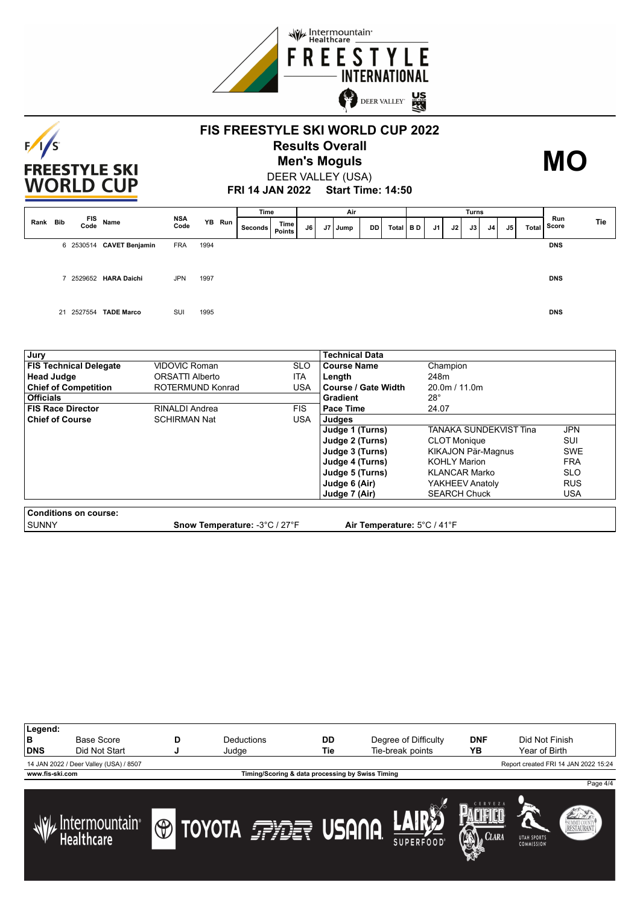# FIS FREESTYLE SKI WORLD CUP 2022

## Results Overall

## Men's Moguls

**MO**

DEER VALLEY (USA)

**FRI 14 JAN 2022 Start Time: 14:50**

| Rank | Bib | FIS Code | Name | NSA Code | YB | Run | Time Seconds | Time Points | Air J6 | Air J7 | Air Jump | Air DD | Air Total | Turns B D | Turns J1 | Turns J2 | Turns J3 | Turns J4 | Turns J5 | Turns Total | Run Score | Tie |
|---|---|---|---|---|---|---|---|---|---|---|---|---|---|---|---|---|---|---|---|---|---|---|
| | 6 | 2530514 | **CAVET Benjamin** | FRA | 1994 | | | | | | | | | | | | | | | | **DNS** | |
| | 7 | 2529652 | **HARA Daichi** | JPN | 1997 | | | | | | | | | | | | | | | | **DNS** | |
| | 21 | 2527554 | **TADE Marco** | SUI | 1995 | | | | | | | | | | | | | | | | **DNS** | |

| Jury | | |
|---|---|---|
| **FIS Technical Delegate** | VIDOVIC Roman | SLO |
| **Head Judge** | ORSATTI Alberto | ITA |
| **Chief of Competition** | ROTERMUND Konrad | USA |
| **Officials** | | |
| **FIS Race Director** | RINALDI Andrea | FIS |
| **Chief of Course** | SCHIRMAN Nat | USA |

| Technical Data | | |
|---|---|---|
| **Course Name** | Champion | |
| **Length** | 248m | |
| **Course / Gate Width** | 20.0m / 11.0m | |
| **Gradient** | 28° | |
| **Pace Time** | 24.07 | |
| **Judges** | | |
| **Judge 1 (Turns)** | TANAKA SUNDEKVIST Tina | JPN |
| **Judge 2 (Turns)** | CLOT Monique | SUI |
| **Judge 3 (Turns)** | KIKAJON Pär-Magnus | SWE |
| **Judge 4 (Turns)** | KOHLY Marion | FRA |
| **Judge 5 (Turns)** | KLANCAR Marko | SLO |
| **Judge 6 (Air)** | YAKHEEV Anatoly | RUS |
| **Judge 7 (Air)** | SEARCH Chuck | USA |

**Conditions on course:**
SUNNY **Snow Temperature:** -3°C / 27°F **Air Temperature:** 5°C / 41°F

| Legend: | | | | | | | |
|---|---|---|---|---|---|---|---|
| **B** | Base Score | **D** | Deductions | **DD** | Degree of Difficulty | **DNF** | Did Not Finish |
| **DNS** | Did Not Start | **J** | Judge | **Tie** | Tie-break points | **YB** | Year of Birth |

14 JAN 2022 / Deer Valley (USA) / 8507 — Report created FRI 14 JAN 2022 15:24

www.fis-ski.com — Timing/Scoring & data processing by Swiss Timing